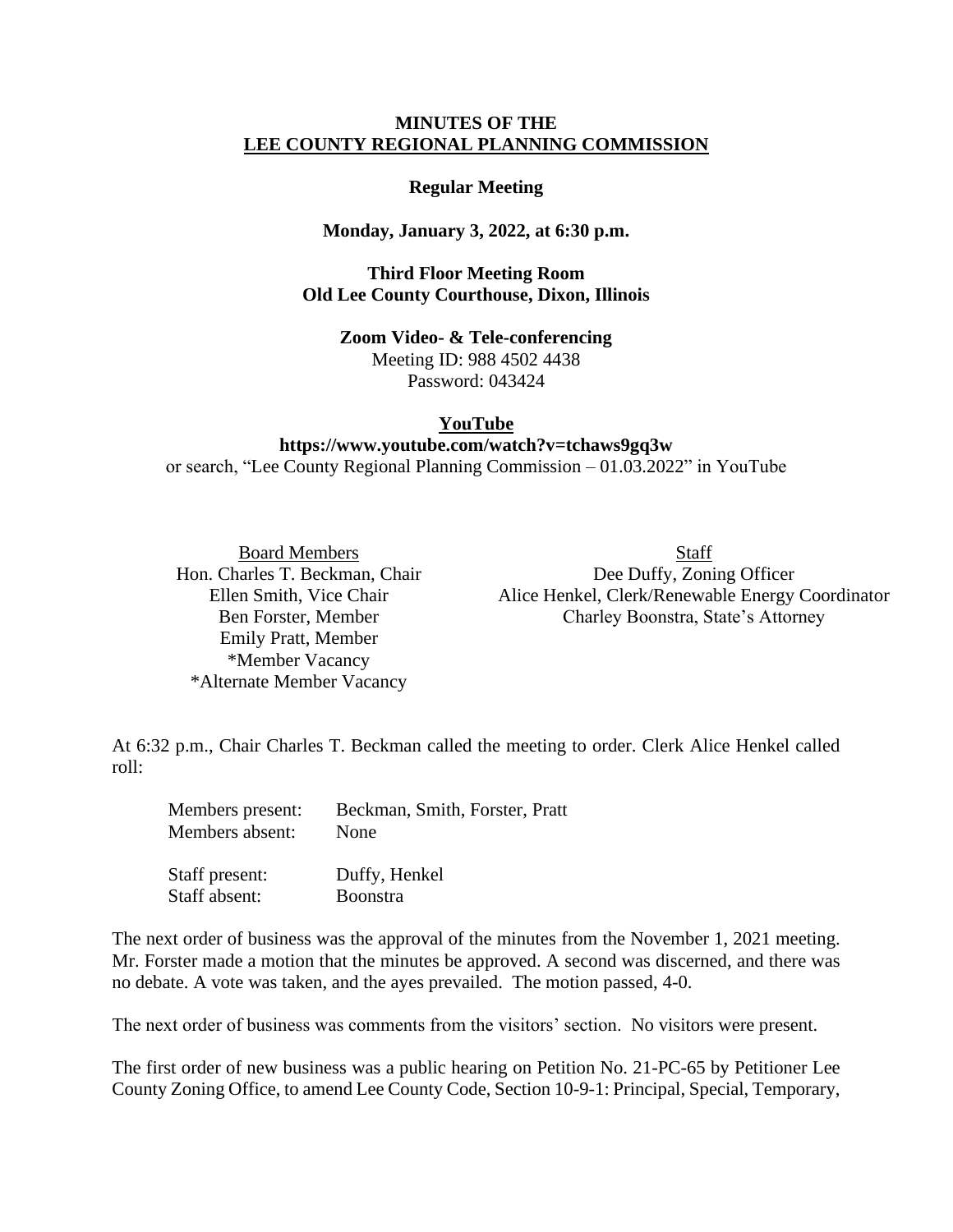**MINUTES OF THE**
**LEE COUNTY REGIONAL PLANNING COMMISSION**

**Regular Meeting**

**Monday, January 3, 2022, at 6:30 p.m.**

**Third Floor Meeting Room**
**Old Lee County Courthouse, Dixon, Illinois**

**Zoom Video- & Tele-conferencing**
Meeting ID: 988 4502 4438
Password: 043424

**YouTube**
**https://www.youtube.com/watch?v=tchaws9gq3w**
or search, "Lee County Regional Planning Commission – 01.03.2022" in YouTube

Board Members
Hon. Charles T. Beckman, Chair
Ellen Smith, Vice Chair
Ben Forster, Member
Emily Pratt, Member
*Member Vacancy
*Alternate Member Vacancy

Staff
Dee Duffy, Zoning Officer
Alice Henkel, Clerk/Renewable Energy Coordinator
Charley Boonstra, State's Attorney

At 6:32 p.m., Chair Charles T. Beckman called the meeting to order. Clerk Alice Henkel called roll:

Members present: Beckman, Smith, Forster, Pratt
Members absent: None

Staff present: Duffy, Henkel
Staff absent: Boonstra

The next order of business was the approval of the minutes from the November 1, 2021 meeting. Mr. Forster made a motion that the minutes be approved. A second was discerned, and there was no debate. A vote was taken, and the ayes prevailed. The motion passed, 4-0.

The next order of business was comments from the visitors' section. No visitors were present.

The first order of new business was a public hearing on Petition No. 21-PC-65 by Petitioner Lee County Zoning Office, to amend Lee County Code, Section 10-9-1: Principal, Special, Temporary,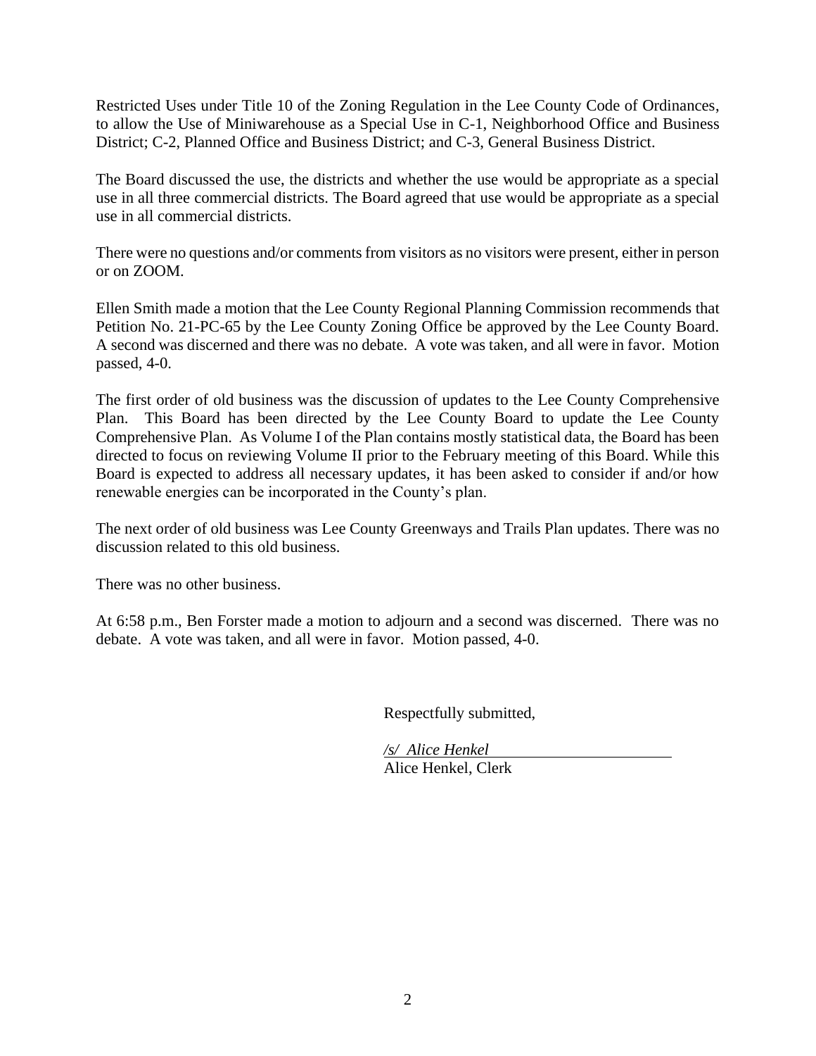Restricted Uses under Title 10 of the Zoning Regulation in the Lee County Code of Ordinances, to allow the Use of Miniwarehouse as a Special Use in C-1, Neighborhood Office and Business District; C-2, Planned Office and Business District; and C-3, General Business District.

The Board discussed the use, the districts and whether the use would be appropriate as a special use in all three commercial districts. The Board agreed that use would be appropriate as a special use in all commercial districts.

There were no questions and/or comments from visitors as no visitors were present, either in person or on ZOOM.

Ellen Smith made a motion that the Lee County Regional Planning Commission recommends that Petition No. 21-PC-65 by the Lee County Zoning Office be approved by the Lee County Board. A second was discerned and there was no debate. A vote was taken, and all were in favor. Motion passed, 4-0.

The first order of old business was the discussion of updates to the Lee County Comprehensive Plan. This Board has been directed by the Lee County Board to update the Lee County Comprehensive Plan. As Volume I of the Plan contains mostly statistical data, the Board has been directed to focus on reviewing Volume II prior to the February meeting of this Board. While this Board is expected to address all necessary updates, it has been asked to consider if and/or how renewable energies can be incorporated in the County's plan.

The next order of old business was Lee County Greenways and Trails Plan updates. There was no discussion related to this old business.

There was no other business.

At 6:58 p.m., Ben Forster made a motion to adjourn and a second was discerned. There was no debate. A vote was taken, and all were in favor. Motion passed, 4-0.

Respectfully submitted,

*/s/ Alice Henkel*
Alice Henkel, Clerk